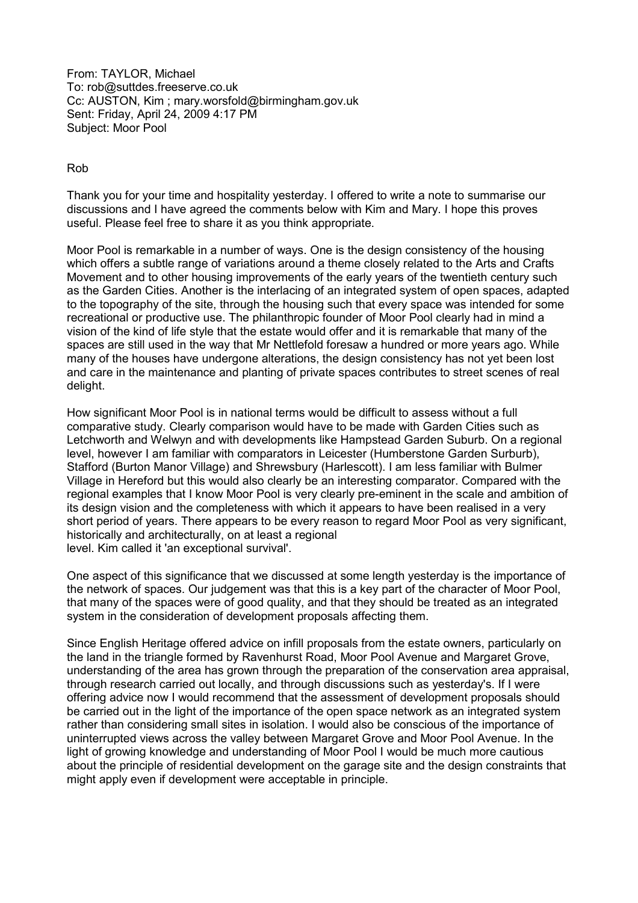From: TAYLOR, Michael
To: rob@suttdes.freeserve.co.uk
Cc: AUSTON, Kim ; mary.worsfold@birmingham.gov.uk
Sent: Friday, April 24, 2009 4:17 PM
Subject: Moor Pool

Rob

Thank you for your time and hospitality yesterday. I offered to write a note to summarise our discussions and I have agreed the comments below with Kim and Mary. I hope this proves useful. Please feel free to share it as you think appropriate.

Moor Pool is remarkable in a number of ways. One is the design consistency of the housing which offers a subtle range of variations around a theme closely related to the Arts and Crafts Movement and to other housing improvements of the early years of the twentieth century such as the Garden Cities. Another is the interlacing of an integrated system of open spaces, adapted to the topography of the site, through the housing such that every space was intended for some recreational or productive use. The philanthropic founder of Moor Pool clearly had in mind a vision of the kind of life style that the estate would offer and it is remarkable that many of the spaces are still used in the way that Mr Nettlefold foresaw a hundred or more years ago. While many of the houses have undergone alterations, the design consistency has not yet been lost and care in the maintenance and planting of private spaces contributes to street scenes of real delight.

How significant Moor Pool is in national terms would be difficult to assess without a full comparative study. Clearly comparison would have to be made with Garden Cities such as Letchworth and Welwyn and with developments like Hampstead Garden Suburb. On a regional level, however I am familiar with comparators in Leicester (Humberstone Garden Surburb), Stafford (Burton Manor Village) and Shrewsbury (Harlescott). I am less familiar with Bulmer Village in Hereford but this would also clearly be an interesting comparator. Compared with the regional examples that I know Moor Pool is very clearly pre-eminent in the scale and ambition of its design vision and the completeness with which it appears to have been realised in a very short period of years. There appears to be every reason to regard Moor Pool as very significant, historically and architecturally, on at least a regional
level. Kim called it 'an exceptional survival'.

One aspect of this significance that we discussed at some length yesterday is the importance of the network of spaces. Our judgement was that this is a key part of the character of Moor Pool, that many of the spaces were of good quality, and that they should be treated as an integrated system in the consideration of development proposals affecting them.

Since English Heritage offered advice on infill proposals from the estate owners, particularly on the land in the triangle formed by Ravenhurst Road, Moor Pool Avenue and Margaret Grove, understanding of the area has grown through the preparation of the conservation area appraisal, through research carried out locally, and through discussions such as yesterday's. If I were offering advice now I would recommend that the assessment of development proposals should be carried out in the light of the importance of the open space network as an integrated system rather than considering small sites in isolation. I would also be conscious of the importance of uninterrupted views across the valley between Margaret Grove and Moor Pool Avenue. In the light of growing knowledge and understanding of Moor Pool I would be much more cautious about the principle of residential development on the garage site and the design constraints that might apply even if development were acceptable in principle.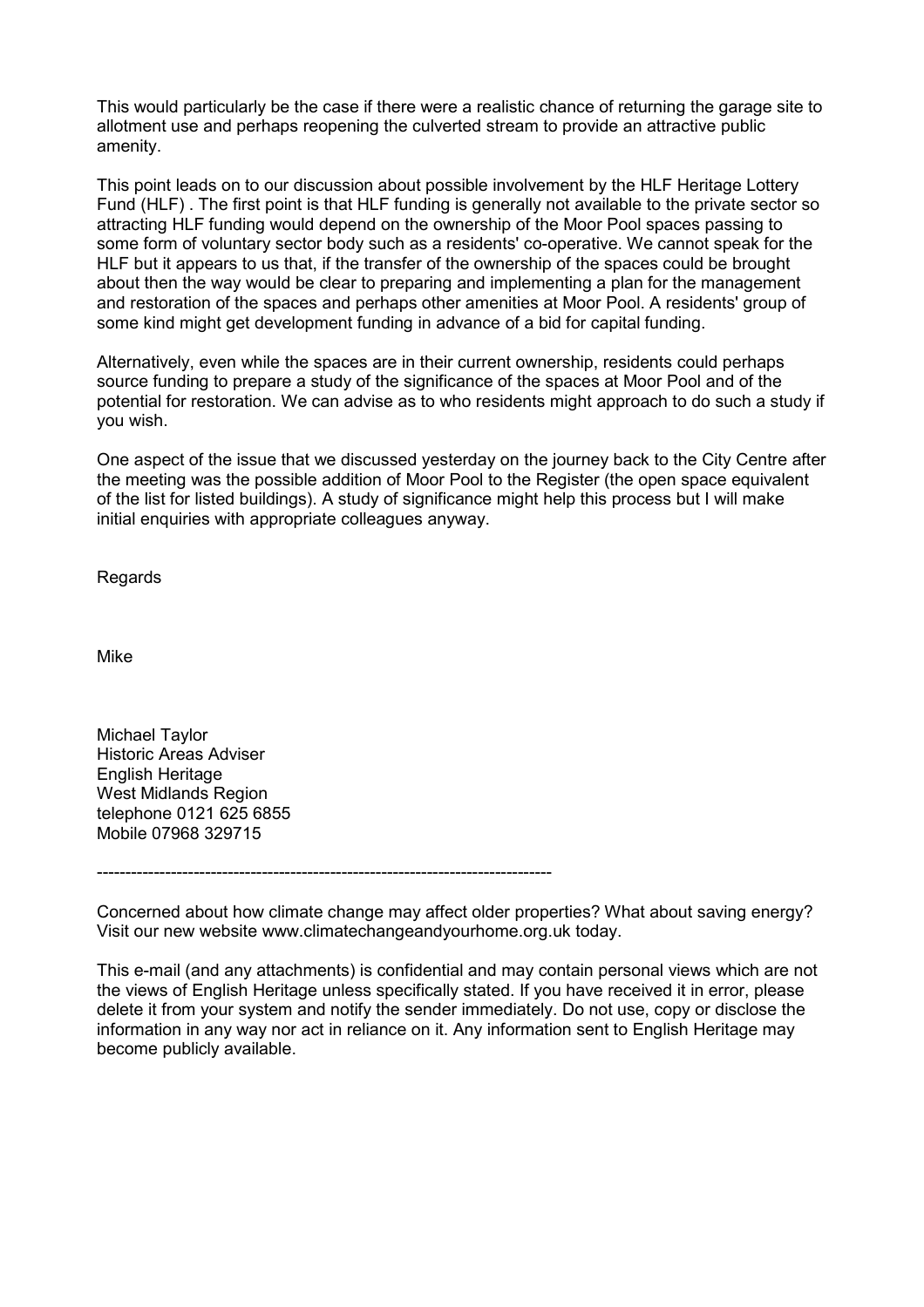This would particularly be the case if there were a realistic chance of returning the garage site to allotment use and perhaps reopening the culverted stream to provide an attractive public amenity.

This point leads on to our discussion about possible involvement by the HLF Heritage Lottery Fund (HLF) . The first point is that HLF funding is generally not available to the private sector so attracting HLF funding would depend on the ownership of the Moor Pool spaces passing to some form of voluntary sector body such as a residents' co-operative. We cannot speak for the HLF but it appears to us that, if the transfer of the ownership of the spaces could be brought about then the way would be clear to preparing and implementing a plan for the management and restoration of the spaces and perhaps other amenities at Moor Pool. A residents' group of some kind might get development funding in advance of a bid for capital funding.

Alternatively, even while the spaces are in their current ownership, residents could perhaps source funding to prepare a study of the significance of the spaces at Moor Pool and of the potential for restoration. We can advise as to who residents might approach to do such a study if you wish.

One aspect of the issue that we discussed yesterday on the journey back to the City Centre after the meeting was the possible addition of Moor Pool to the Register (the open space equivalent of the list for listed buildings). A study of significance might help this process but I will make initial enquiries with appropriate colleagues anyway.

Regards

Mike

Michael Taylor
Historic Areas Adviser
English Heritage
West Midlands Region
telephone 0121 625 6855
Mobile 07968 329715

--------------------------------------------------------------------------------

Concerned about how climate change may affect older properties? What about saving energy? Visit our new website www.climatechangeandyourhome.org.uk today.

This e-mail (and any attachments) is confidential and may contain personal views which are not the views of English Heritage unless specifically stated. If you have received it in error, please delete it from your system and notify the sender immediately. Do not use, copy or disclose the information in any way nor act in reliance on it. Any information sent to English Heritage may become publicly available.